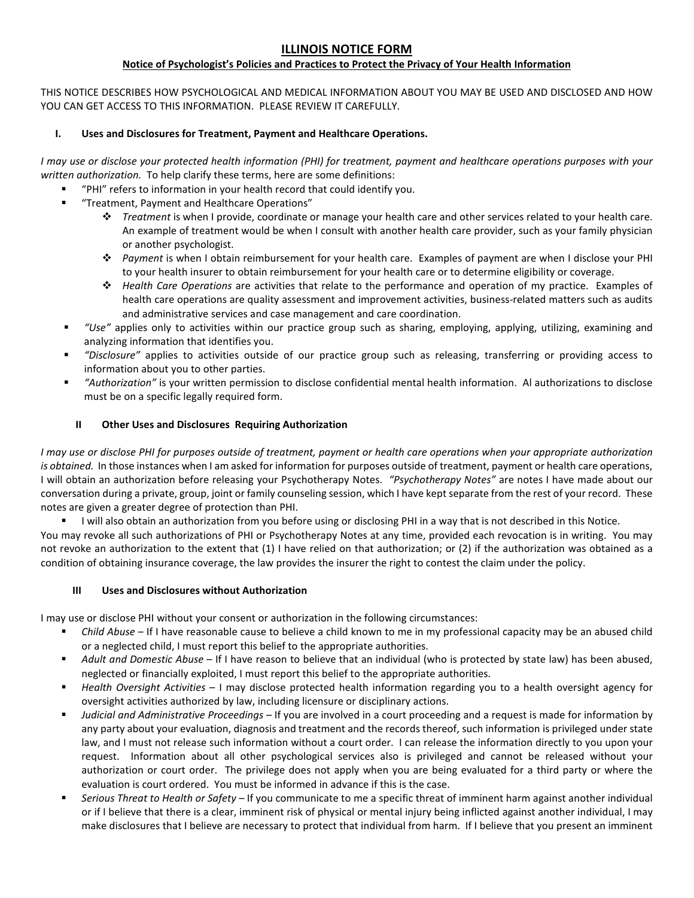# ILLINOIS NOTICE FORM

## Notice of Psychologist's Policies and Practices to Protect the Privacy of Your Health Information

THIS NOTICE DESCRIBES HOW PSYCHOLOGICAL AND MEDICAL INFORMATION ABOUT YOU MAY BE USED AND DISCLOSED AND HOW YOU CAN GET ACCESS TO THIS INFORMATION. PLEASE REVIEW IT CAREFULLY.

### I. Uses and Disclosures for Treatment, Payment and Healthcare Operations.

*I may use or disclose your protected health information (PHI) for treatment, payment and healthcare operations purposes with your written authorization.* To help clarify these terms, here are some definitions:

- "PHI" refers to information in your health record that could identify you.
- "Treatment, Payment and Healthcare Operations"
  - *Treatment* is when I provide, coordinate or manage your health care and other services related to your health care. An example of treatment would be when I consult with another health care provider, such as your family physician or another psychologist.
  - *Payment* is when I obtain reimbursement for your health care. Examples of payment are when I disclose your PHI to your health insurer to obtain reimbursement for your health care or to determine eligibility or coverage.
  - *Health Care Operations* are activities that relate to the performance and operation of my practice. Examples of health care operations are quality assessment and improvement activities, business-related matters such as audits and administrative services and case management and care coordination.
- *"Use"* applies only to activities within our practice group such as sharing, employing, applying, utilizing, examining and analyzing information that identifies you.
- *"Disclosure"* applies to activities outside of our practice group such as releasing, transferring or providing access to information about you to other parties.
- *"Authorization"* is your written permission to disclose confidential mental health information. Al authorizations to disclose must be on a specific legally required form.

### II Other Uses and Disclosures Requiring Authorization

*I may use or disclose PHI for purposes outside of treatment, payment or health care operations when your appropriate authorization is obtained.* In those instances when I am asked for information for purposes outside of treatment, payment or health care operations, I will obtain an authorization before releasing your Psychotherapy Notes. *"Psychotherapy Notes"* are notes I have made about our conversation during a private, group, joint or family counseling session, which I have kept separate from the rest of your record. These notes are given a greater degree of protection than PHI.

- I will also obtain an authorization from you before using or disclosing PHI in a way that is not described in this Notice.

You may revoke all such authorizations of PHI or Psychotherapy Notes at any time, provided each revocation is in writing. You may not revoke an authorization to the extent that (1) I have relied on that authorization; or (2) if the authorization was obtained as a condition of obtaining insurance coverage, the law provides the insurer the right to contest the claim under the policy.

### III Uses and Disclosures without Authorization

I may use or disclose PHI without your consent or authorization in the following circumstances:

- *Child Abuse* – If I have reasonable cause to believe a child known to me in my professional capacity may be an abused child or a neglected child, I must report this belief to the appropriate authorities.
- *Adult and Domestic Abuse* – If I have reason to believe that an individual (who is protected by state law) has been abused, neglected or financially exploited, I must report this belief to the appropriate authorities.
- *Health Oversight Activities* – I may disclose protected health information regarding you to a health oversight agency for oversight activities authorized by law, including licensure or disciplinary actions.
- *Judicial and Administrative Proceedings* – If you are involved in a court proceeding and a request is made for information by any party about your evaluation, diagnosis and treatment and the records thereof, such information is privileged under state law, and I must not release such information without a court order. I can release the information directly to you upon your request. Information about all other psychological services also is privileged and cannot be released without your authorization or court order. The privilege does not apply when you are being evaluated for a third party or where the evaluation is court ordered. You must be informed in advance if this is the case.
- *Serious Threat to Health or Safety* – If you communicate to me a specific threat of imminent harm against another individual or if I believe that there is a clear, imminent risk of physical or mental injury being inflicted against another individual, I may make disclosures that I believe are necessary to protect that individual from harm. If I believe that you present an imminent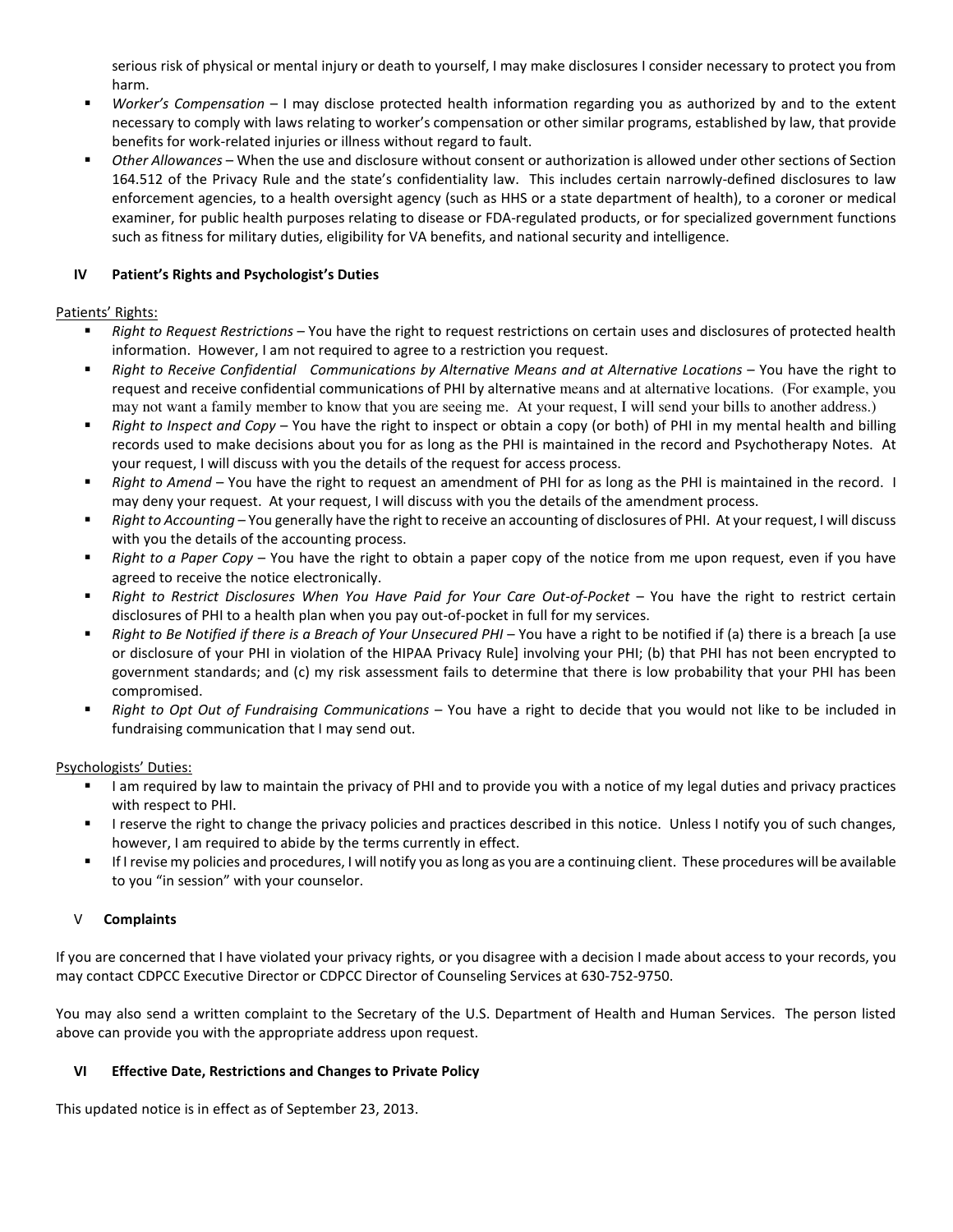serious risk of physical or mental injury or death to yourself, I may make disclosures I consider necessary to protect you from harm.

- *Worker's Compensation* – I may disclose protected health information regarding you as authorized by and to the extent necessary to comply with laws relating to worker's compensation or other similar programs, established by law, that provide benefits for work-related injuries or illness without regard to fault.
- *Other Allowances* – When the use and disclosure without consent or authorization is allowed under other sections of Section 164.512 of the Privacy Rule and the state's confidentiality law. This includes certain narrowly-defined disclosures to law enforcement agencies, to a health oversight agency (such as HHS or a state department of health), to a coroner or medical examiner, for public health purposes relating to disease or FDA-regulated products, or for specialized government functions such as fitness for military duties, eligibility for VA benefits, and national security and intelligence.

## IV Patient's Rights and Psychologist's Duties

Patients' Rights:

- *Right to Request Restrictions* – You have the right to request restrictions on certain uses and disclosures of protected health information. However, I am not required to agree to a restriction you request.
- *Right to Receive Confidential Communications by Alternative Means and at Alternative Locations* – You have the right to request and receive confidential communications of PHI by alternative means and at alternative locations. (For example, you may not want a family member to know that you are seeing me. At your request, I will send your bills to another address.)
- *Right to Inspect and Copy* – You have the right to inspect or obtain a copy (or both) of PHI in my mental health and billing records used to make decisions about you for as long as the PHI is maintained in the record and Psychotherapy Notes. At your request, I will discuss with you the details of the request for access process.
- *Right to Amend* – You have the right to request an amendment of PHI for as long as the PHI is maintained in the record. I may deny your request. At your request, I will discuss with you the details of the amendment process.
- *Right to Accounting* – You generally have the right to receive an accounting of disclosures of PHI. At your request, I will discuss with you the details of the accounting process.
- *Right to a Paper Copy* – You have the right to obtain a paper copy of the notice from me upon request, even if you have agreed to receive the notice electronically.
- *Right to Restrict Disclosures When You Have Paid for Your Care Out-of-Pocket* – You have the right to restrict certain disclosures of PHI to a health plan when you pay out-of-pocket in full for my services.
- *Right to Be Notified if there is a Breach of Your Unsecured PHI* – You have a right to be notified if (a) there is a breach [a use or disclosure of your PHI in violation of the HIPAA Privacy Rule] involving your PHI; (b) that PHI has not been encrypted to government standards; and (c) my risk assessment fails to determine that there is low probability that your PHI has been compromised.
- *Right to Opt Out of Fundraising Communications* – You have a right to decide that you would not like to be included in fundraising communication that I may send out.

Psychologists' Duties:

- I am required by law to maintain the privacy of PHI and to provide you with a notice of my legal duties and privacy practices with respect to PHI.
- I reserve the right to change the privacy policies and practices described in this notice. Unless I notify you of such changes, however, I am required to abide by the terms currently in effect.
- If I revise my policies and procedures, I will notify you as long as you are a continuing client. These procedures will be available to you "in session" with your counselor.

## V Complaints

If you are concerned that I have violated your privacy rights, or you disagree with a decision I made about access to your records, you may contact CDPCC Executive Director or CDPCC Director of Counseling Services at 630-752-9750.

You may also send a written complaint to the Secretary of the U.S. Department of Health and Human Services. The person listed above can provide you with the appropriate address upon request.

## VI Effective Date, Restrictions and Changes to Private Policy

This updated notice is in effect as of September 23, 2013.